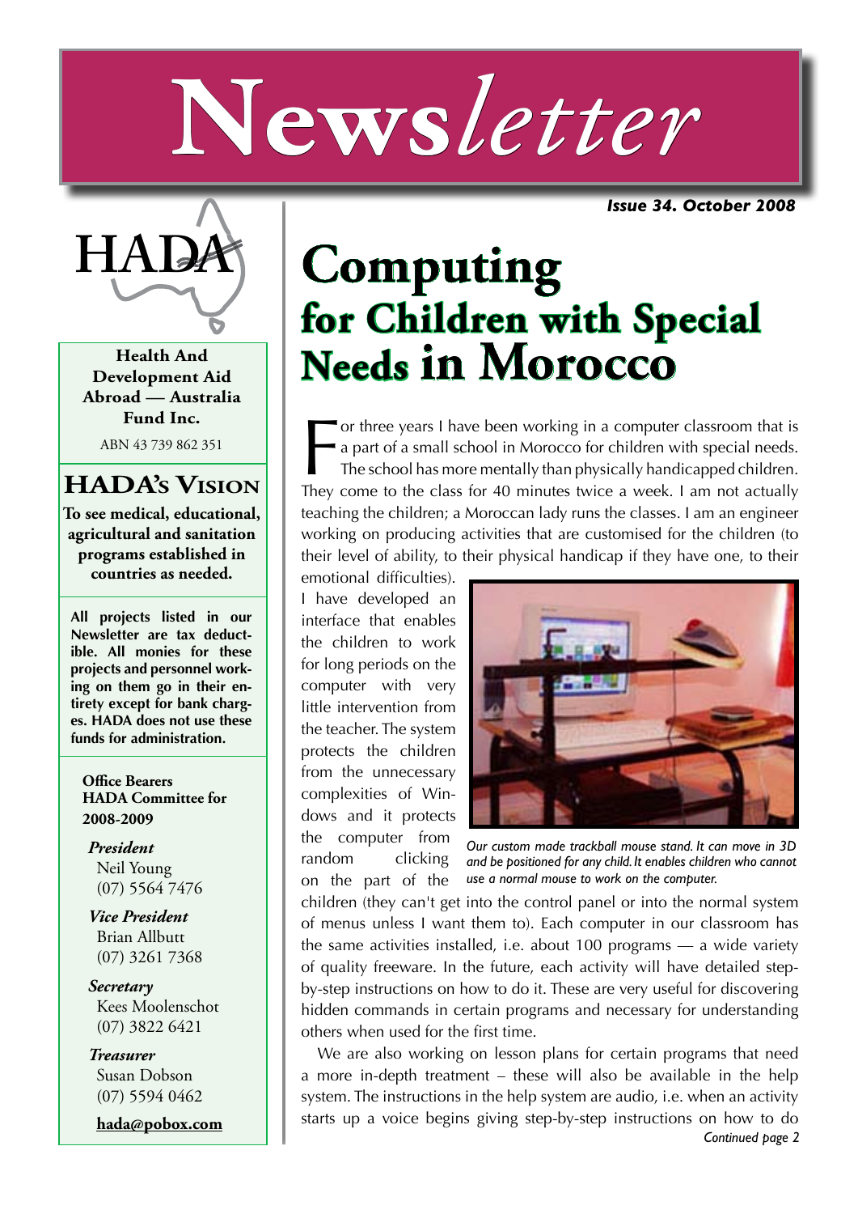# Newsletter

*Issue 34. October 2008*

HADA

**Health And Development Aid Abroad — Australia Fund Inc.**

ABN 43 739 862 351

## HADA's Vision

**To see medical, educational, agricultural and sanitation programs established in countries as needed.**

**All projects listed in our Newsletter are tax deductible. All monies for these projects and personnel working on them go in their entirety except for bank charges. HADA does not use these funds for administration.**

**Office Bearers HADA Committee for 2008-2009**

***President***
Neil Young
(07) 5564 7476

***Vice President***
Brian Allbutt
(07) 3261 7368

***Secretary***
Kees Moolenschot
(07) 3822 6421

***Treasurer***
Susan Dobson
(07) 5594 0462

**hada@pobox.com**

# Computing for Children with Special Needs in Morocco

For three years I have been working in a computer classroom that is a part of a small school in Morocco for children with special needs. The school has more mentally than physically handicapped children. They come to the class for 40 minutes twice a week. I am not actually teaching the children; a Moroccan lady runs the classes. I am an engineer working on producing activities that are customised for the children (to their level of ability, to their physical handicap if they have one, to their emotional difficulties). I have developed an interface that enables the children to work for long periods on the computer with very little intervention from the teacher. The system protects the children from the unnecessary complexities of Windows and it protects the computer from random clicking on the part of the children (they can't get into the control panel or into the normal system of menus unless I want them to). Each computer in our classroom has the same activities installed, i.e. about 100 programs — a wide variety of quality freeware. In the future, each activity will have detailed step-by-step instructions on how to do it. These are very useful for discovering hidden commands in certain programs and necessary for understanding others when used for the first time.

*Our custom made trackball mouse stand. It can move in 3D and be positioned for any child. It enables children who cannot use a normal mouse to work on the computer.*

We are also working on lesson plans for certain programs that need a more in-depth treatment – these will also be available in the help system. The instructions in the help system are audio, i.e. when an activity starts up a voice begins giving step-by-step instructions on how to do

*Continued page 2*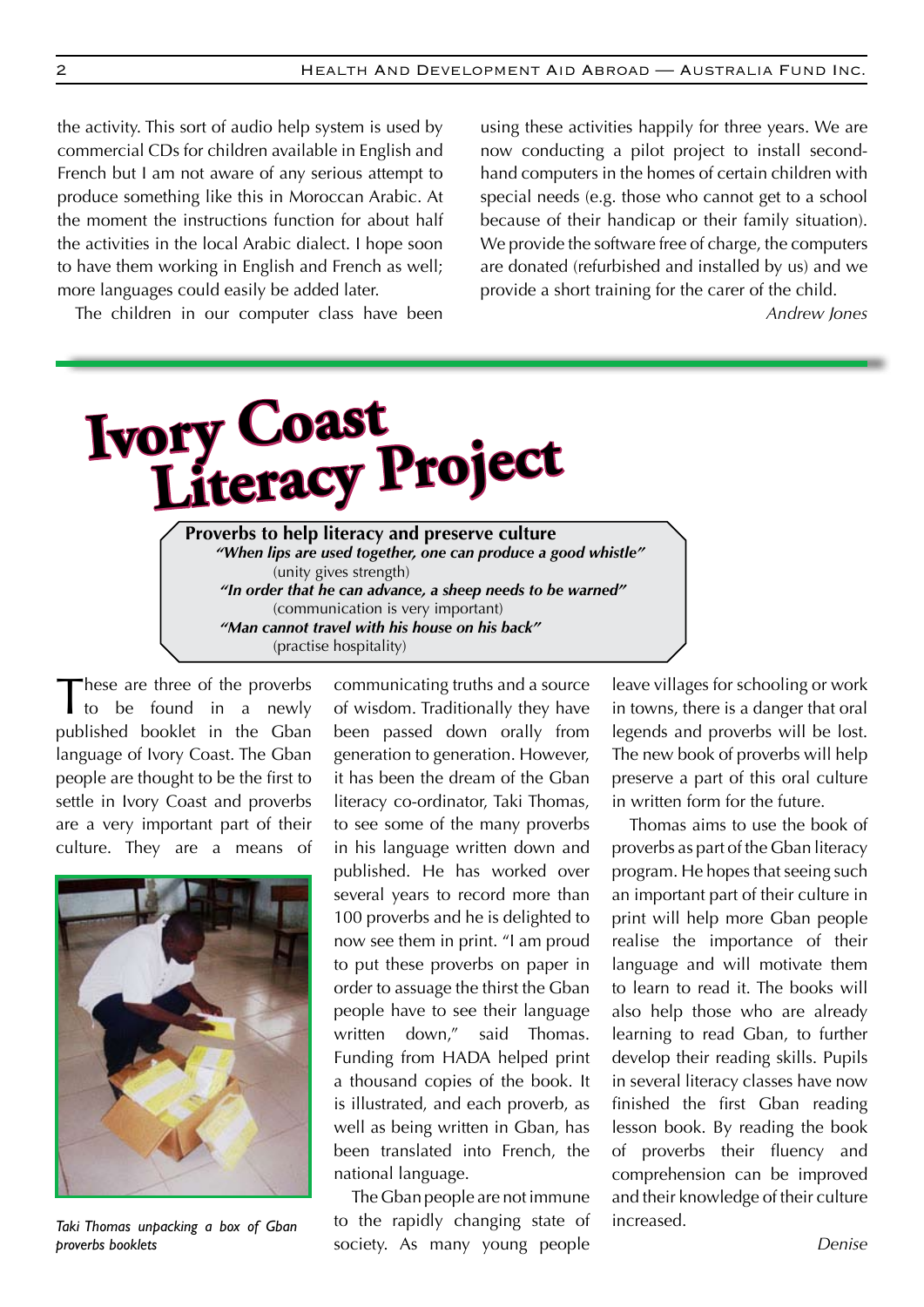the activity. This sort of audio help system is used by commercial CDs for children available in English and French but I am not aware of any serious attempt to produce something like this in Moroccan Arabic. At the moment the instructions function for about half the activities in the local Arabic dialect. I hope soon to have them working in English and French as well; more languages could easily be added later.

The children in our computer class have been using these activities happily for three years. We are now conducting a pilot project to install second-hand computers in the homes of certain children with special needs (e.g. those who cannot get to a school because of their handicap or their family situation). We provide the software free of charge, the computers are donated (refurbished and installed by us) and we provide a short training for the carer of the child.

*Andrew Jones*

# Ivory Coast Literacy Project

**Proverbs to help literacy and preserve culture**

***"When lips are used together, one can produce a good whistle"***
(unity gives strength)

***"In order that he can advance, a sheep needs to be warned"***
(communication is very important)

***"Man cannot travel with his house on his back"***
(practise hospitality)

These are three of the proverbs to be found in a newly published booklet in the Gban language of Ivory Coast. The Gban people are thought to be the first to settle in Ivory Coast and proverbs are a very important part of their culture. They are a means of communicating truths and a source of wisdom. Traditionally they have been passed down orally from generation to generation. However, it has been the dream of the Gban literacy co-ordinator, Taki Thomas, to see some of the many proverbs in his language written down and published. He has worked over several years to record more than 100 proverbs and he is delighted to now see them in print. "I am proud to put these proverbs on paper in order to assuage the thirst the Gban people have to see their language written down," said Thomas. Funding from HADA helped print a thousand copies of the book. It is illustrated, and each proverb, as well as being written in Gban, has been translated into French, the national language.

*Taki Thomas unpacking a box of Gban proverbs booklets*

The Gban people are not immune to the rapidly changing state of society. As many young people leave villages for schooling or work in towns, there is a danger that oral legends and proverbs will be lost. The new book of proverbs will help preserve a part of this oral culture in written form for the future.

Thomas aims to use the book of proverbs as part of the Gban literacy program. He hopes that seeing such an important part of their culture in print will help more Gban people realise the importance of their language and will motivate them to learn to read it. The books will also help those who are already learning to read Gban, to further develop their reading skills. Pupils in several literacy classes have now finished the first Gban reading lesson book. By reading the book of proverbs their fluency and comprehension can be improved and their knowledge of their culture increased.

*Denise*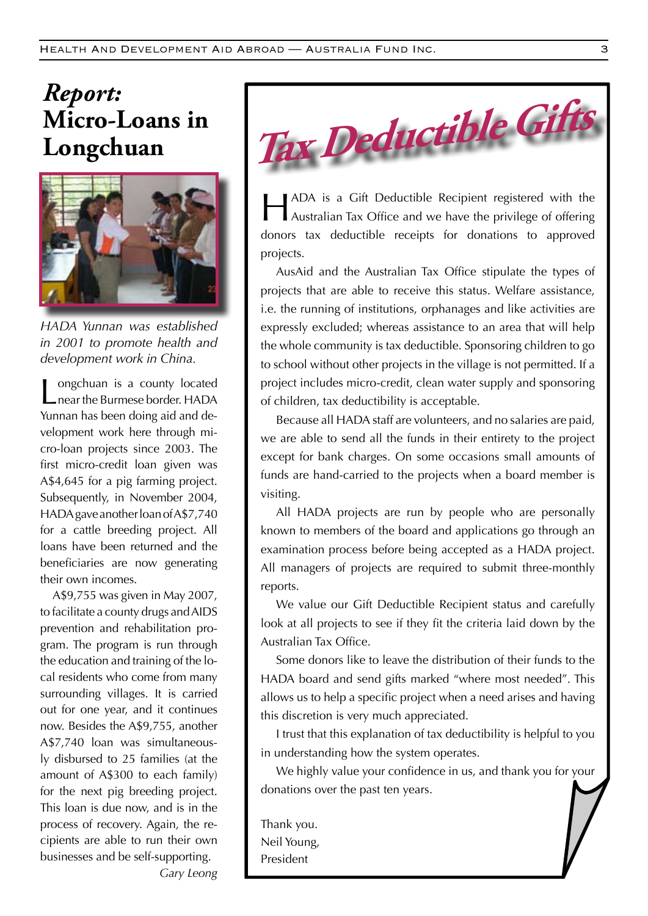# *Report:* Micro-Loans in Longchuan

*HADA Yunnan was established in 2001 to promote health and development work in China.*

Longchuan is a county located near the Burmese border. HADA Yunnan has been doing aid and development work here through micro-loan projects since 2003. The first micro-credit loan given was A$4,645 for a pig farming project. Subsequently, in November 2004, HADA gave another loan of A$7,740 for a cattle breeding project. All loans have been returned and the beneficiaries are now generating their own incomes.

A$9,755 was given in May 2007, to facilitate a county drugs and AIDS prevention and rehabilitation program. The program is run through the education and training of the local residents who come from many surrounding villages. It is carried out for one year, and it continues now. Besides the A$9,755, another A$7,740 loan was simultaneously disbursed to 25 families (at the amount of A$300 to each family) for the next pig breeding project. This loan is due now, and is in the process of recovery. Again, the recipients are able to run their own businesses and be self-supporting.

*Gary Leong*

# Tax Deductible Gifts

HADA is a Gift Deductible Recipient registered with the Australian Tax Office and we have the privilege of offering donors tax deductible receipts for donations to approved projects.

AusAid and the Australian Tax Office stipulate the types of projects that are able to receive this status. Welfare assistance, i.e. the running of institutions, orphanages and like activities are expressly excluded; whereas assistance to an area that will help the whole community is tax deductible. Sponsoring children to go to school without other projects in the village is not permitted. If a project includes micro-credit, clean water supply and sponsoring of children, tax deductibility is acceptable.

Because all HADA staff are volunteers, and no salaries are paid, we are able to send all the funds in their entirety to the project except for bank charges. On some occasions small amounts of funds are hand-carried to the projects when a board member is visiting.

All HADA projects are run by people who are personally known to members of the board and applications go through an examination process before being accepted as a HADA project. All managers of projects are required to submit three-monthly reports.

We value our Gift Deductible Recipient status and carefully look at all projects to see if they fit the criteria laid down by the Australian Tax Office.

Some donors like to leave the distribution of their funds to the HADA board and send gifts marked "where most needed". This allows us to help a specific project when a need arises and having this discretion is very much appreciated.

I trust that this explanation of tax deductibility is helpful to you in understanding how the system operates.

We highly value your confidence in us, and thank you for your donations over the past ten years.

Thank you.
Neil Young,
President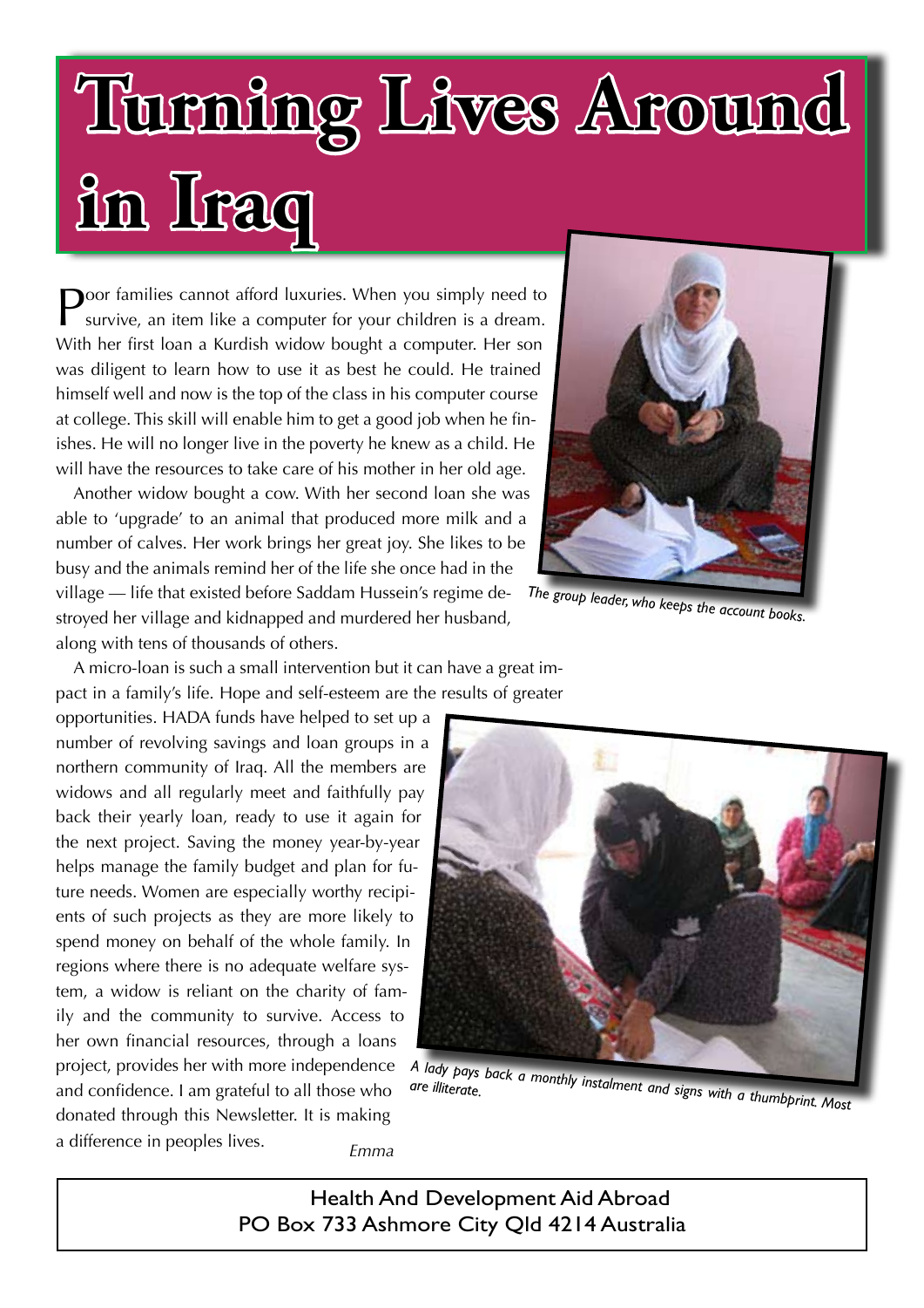# Turning Lives Around in Iraq

Poor families cannot afford luxuries. When you simply need to survive, an item like a computer for your children is a dream. With her first loan a Kurdish widow bought a computer. Her son was diligent to learn how to use it as best he could. He trained himself well and now is the top of the class in his computer course at college. This skill will enable him to get a good job when he finishes. He will no longer live in the poverty he knew as a child. He will have the resources to take care of his mother in her old age.

Another widow bought a cow. With her second loan she was able to 'upgrade' to an animal that produced more milk and a number of calves. Her work brings her great joy. She likes to be busy and the animals remind her of the life she once had in the village — life that existed before Saddam Hussein's regime destroyed her village and kidnapped and murdered her husband, along with tens of thousands of others.

*The group leader, who keeps the account books.*

A micro-loan is such a small intervention but it can have a great impact in a family's life. Hope and self-esteem are the results of greater opportunities. HADA funds have helped to set up a number of revolving savings and loan groups in a northern community of Iraq. All the members are widows and all regularly meet and faithfully pay back their yearly loan, ready to use it again for the next project. Saving the money year-by-year helps manage the family budget and plan for future needs. Women are especially worthy recipients of such projects as they are more likely to spend money on behalf of the whole family. In regions where there is no adequate welfare system, a widow is reliant on the charity of family and the community to survive. Access to her own financial resources, through a loans project, provides her with more independence and confidence. I am grateful to all those who donated through this Newsletter. It is making a difference in peoples lives.

*Emma*

*A lady pays back a monthly instalment and signs with a thumbprint. Most are illiterate.*

Health And Development Aid Abroad
PO Box 733 Ashmore City Qld 4214 Australia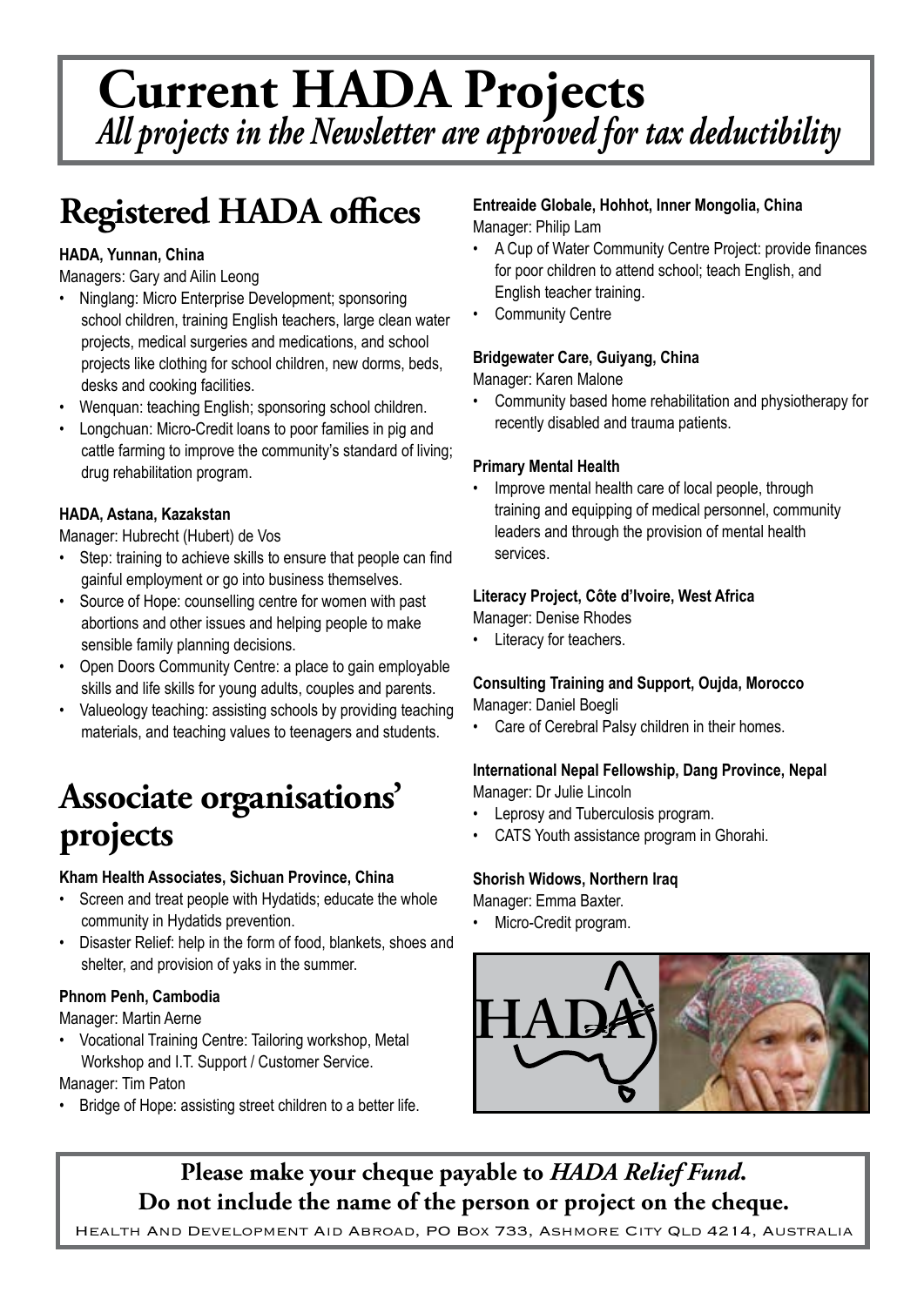# Current HADA Projects

*All projects in the Newsletter are approved for tax deductibility*

## Registered HADA offices

**HADA, Yunnan, China**

Managers: Gary and Ailin Leong

- Ninglang: Micro Enterprise Development; sponsoring school children, training English teachers, large clean water projects, medical surgeries and medications, and school projects like clothing for school children, new dorms, beds, desks and cooking facilities.
- Wenquan: teaching English; sponsoring school children.
- Longchuan: Micro-Credit loans to poor families in pig and cattle farming to improve the community's standard of living; drug rehabilitation program.

**HADA, Astana, Kazakstan**

Manager: Hubrecht (Hubert) de Vos

- Step: training to achieve skills to ensure that people can find gainful employment or go into business themselves.
- Source of Hope: counselling centre for women with past abortions and other issues and helping people to make sensible family planning decisions.
- Open Doors Community Centre: a place to gain employable skills and life skills for young adults, couples and parents.
- Valueology teaching: assisting schools by providing teaching materials, and teaching values to teenagers and students.

## Associate organisations' projects

**Kham Health Associates, Sichuan Province, China**

- Screen and treat people with Hydatids; educate the whole community in Hydatids prevention.
- Disaster Relief: help in the form of food, blankets, shoes and shelter, and provision of yaks in the summer.

**Phnom Penh, Cambodia**

Manager: Martin Aerne

- Vocational Training Centre: Tailoring workshop, Metal Workshop and I.T. Support / Customer Service.

Manager: Tim Paton

- Bridge of Hope: assisting street children to a better life.

**Entreaide Globale, Hohhot, Inner Mongolia, China**

Manager: Philip Lam

- A Cup of Water Community Centre Project: provide finances for poor children to attend school; teach English, and English teacher training.
- Community Centre

**Bridgewater Care, Guiyang, China**

Manager: Karen Malone

- Community based home rehabilitation and physiotherapy for recently disabled and trauma patients.

**Primary Mental Health**

- Improve mental health care of local people, through training and equipping of medical personnel, community leaders and through the provision of mental health services.

**Literacy Project, Côte d'Ivoire, West Africa**

Manager: Denise Rhodes

- Literacy for teachers.

**Consulting Training and Support, Oujda, Morocco**

Manager: Daniel Boegli

- Care of Cerebral Palsy children in their homes.

**International Nepal Fellowship, Dang Province, Nepal**

Manager: Dr Julie Lincoln

- Leprosy and Tuberculosis program.
- CATS Youth assistance program in Ghorahi.

**Shorish Widows, Northern Iraq**

Manager: Emma Baxter.

- Micro-Credit program.

**Please make your cheque payable to *HADA Relief Fund*.**

**Do not include the name of the person or project on the cheque.**

Health And Development Aid Abroad, PO Box 733, Ashmore City QLD 4214, Australia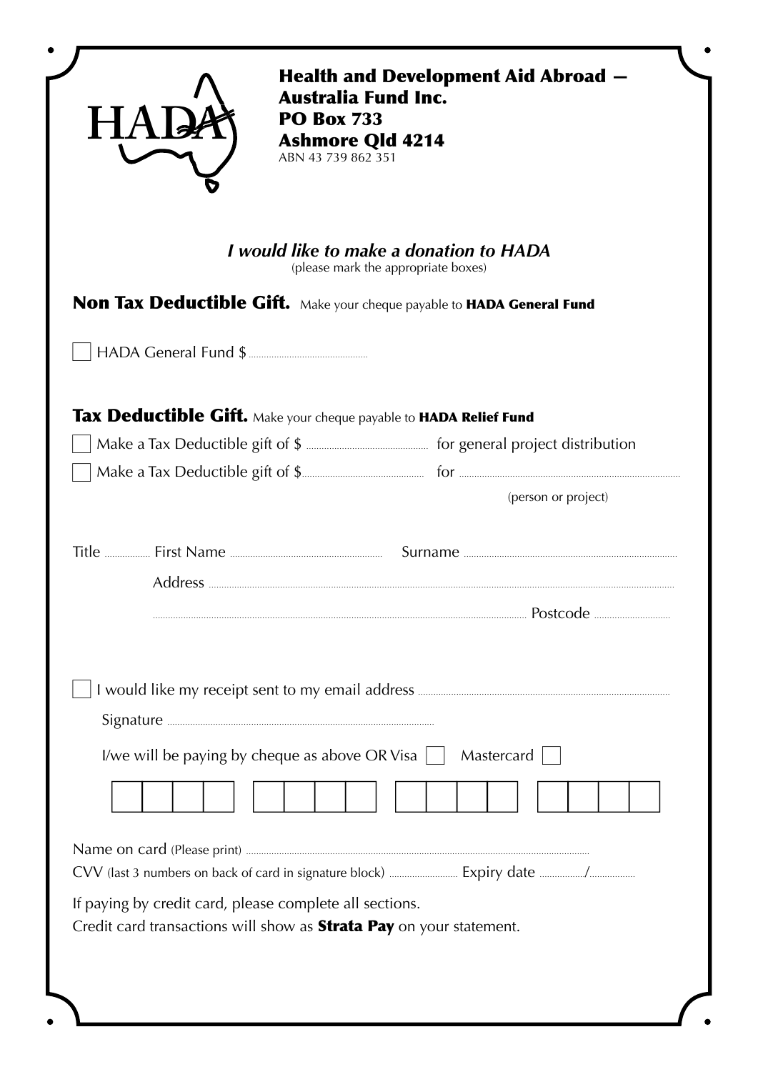HADA

**Health and Development Aid Abroad — Australia Fund Inc.**
**PO Box 733**
**Ashmore Qld 4214**
ABN 43 739 862 351

## *I would like to make a donation to HADA*

(please mark the appropriate boxes)

**Non Tax Deductible Gift.** Make your cheque payable to **HADA General Fund**

☐ HADA General Fund $ ..............................

**Tax Deductible Gift.** Make your cheque payable to **HADA Relief Fund**

☐ Make a Tax Deductible gift of $ .............................. for general project distribution

☐ Make a Tax Deductible gift of $.............................. for ..............................

(person or project)

Title .............. First Name .............................. Surname ..............................

Address ..............................

.............................. Postcode ..............................

☐ I would like my receipt sent to my email address ..............................

Signature ..............................

I/we will be paying by cheque as above OR Visa ☐ Mastercard ☐

☐☐☐☐ ☐☐☐☐ ☐☐☐☐ ☐☐☐☐

Name on card (Please print) ..............................

CVV (last 3 numbers on back of card in signature block) .............. Expiry date ........../..........

If paying by credit card, please complete all sections.

Credit card transactions will show as **Strata Pay** on your statement.